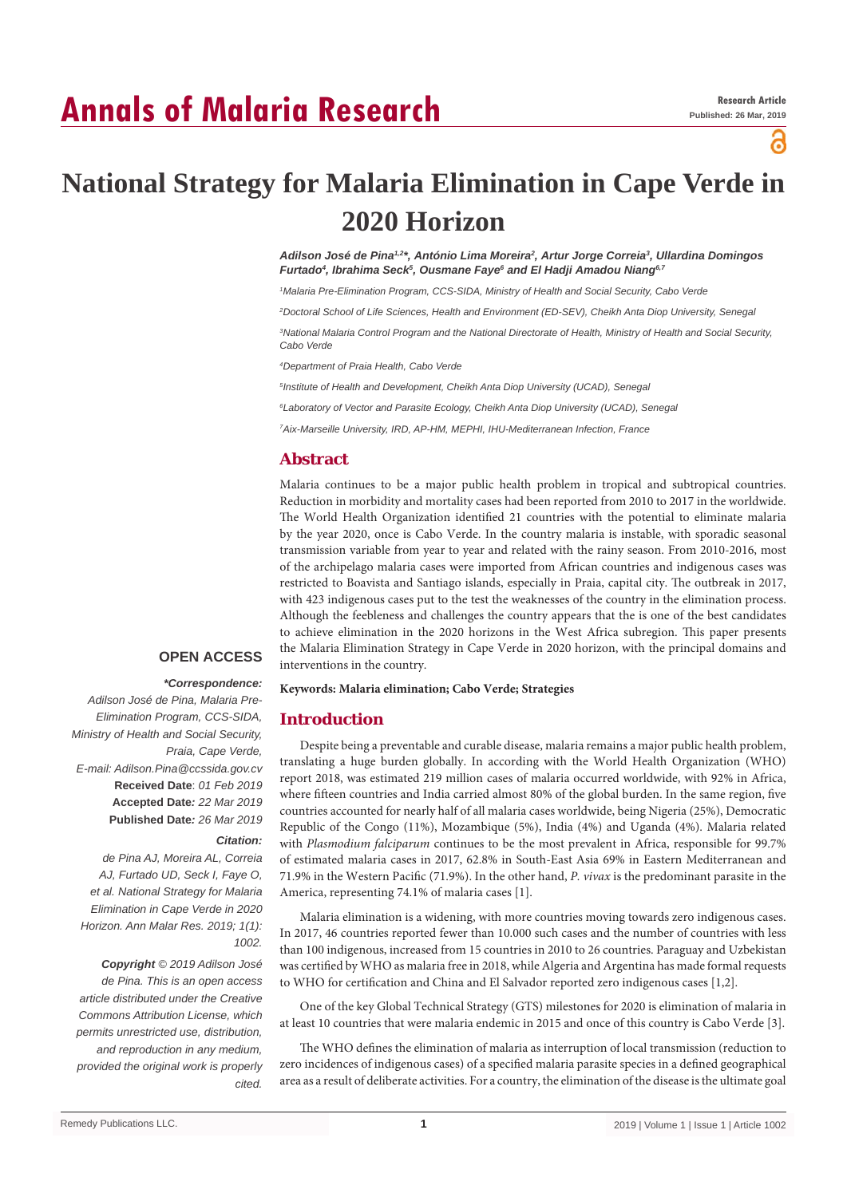# National Strategy for Malaria Elimination in Cape Verde in 2020 Horizon

*Adilson José de Pina[1,2]\*, António Lima Moreira[2], Artur Jorge Correia[3], Ullardina Domingos Furtado[4], Ibrahima Seck[5], Ousmane Faye[6] and El Hadji Amadou Niang[6,7]*

[1]*Malaria Pre-Elimination Program, CCS-SIDA, Ministry of Health and Social Security, Cabo Verde*

[2]*Doctoral School of Life Sciences, Health and Environment (ED-SEV), Cheikh Anta Diop University, Senegal*

[3]*National Malaria Control Program and the National Directorate of Health, Ministry of Health and Social Security, Cabo Verde*

[4]*Department of Praia Health, Cabo Verde*

[5]*Institute of Health and Development, Cheikh Anta Diop University (UCAD), Senegal*

[6]*Laboratory of Vector and Parasite Ecology, Cheikh Anta Diop University (UCAD), Senegal*

[7]*Aix-Marseille University, IRD, AP-HM, MEPHI, IHU-Mediterranean Infection, France*

## Abstract

Malaria continues to be a major public health problem in tropical and subtropical countries. Reduction in morbidity and mortality cases had been reported from 2010 to 2017 in the worldwide. The World Health Organization identified 21 countries with the potential to eliminate malaria by the year 2020, once is Cabo Verde. In the country malaria is instable, with sporadic seasonal transmission variable from year to year and related with the rainy season. From 2010-2016, most of the archipelago malaria cases were imported from African countries and indigenous cases was restricted to Boavista and Santiago islands, especially in Praia, capital city. The outbreak in 2017, with 423 indigenous cases put to the test the weaknesses of the country in the elimination process. Although the feebleness and challenges the country appears that the is one of the best candidates to achieve elimination in the 2020 horizons in the West Africa subregion. This paper presents the Malaria Elimination Strategy in Cape Verde in 2020 horizon, with the principal domains and interventions in the country.

**Keywords: Malaria elimination; Cabo Verde; Strategies**

**OPEN ACCESS**

***\*Correspondence:***

*Adilson José de Pina, Malaria Pre-Elimination Program, CCS-SIDA, Ministry of Health and Social Security, Praia, Cape Verde,*

*E-mail: Adilson.Pina@ccssida.gov.cv*

**Received Date**: *01 Feb 2019*

**Accepted Date***: 22 Mar 2019*

**Published Date***: 26 Mar 2019*

***Citation:***

*de Pina AJ, Moreira AL, Correia AJ, Furtado UD, Seck I, Faye O, et al. National Strategy for Malaria Elimination in Cape Verde in 2020 Horizon. Ann Malar Res. 2019; 1(1): 1002.*

***Copyright** © 2019 Adilson José de Pina. This is an open access article distributed under the Creative Commons Attribution License, which permits unrestricted use, distribution, and reproduction in any medium, provided the original work is properly cited.*

## Introduction

Despite being a preventable and curable disease, malaria remains a major public health problem, translating a huge burden globally. In according with the World Health Organization (WHO) report 2018, was estimated 219 million cases of malaria occurred worldwide, with 92% in Africa, where fifteen countries and India carried almost 80% of the global burden. In the same region, five countries accounted for nearly half of all malaria cases worldwide, being Nigeria (25%), Democratic Republic of the Congo (11%), Mozambique (5%), India (4%) and Uganda (4%). Malaria related with *Plasmodium falciparum* continues to be the most prevalent in Africa, responsible for 99.7% of estimated malaria cases in 2017, 62.8% in South-East Asia 69% in Eastern Mediterranean and 71.9% in the Western Pacific (71.9%). In the other hand, *P. vivax* is the predominant parasite in the America, representing 74.1% of malaria cases [1].

Malaria elimination is a widening, with more countries moving towards zero indigenous cases. In 2017, 46 countries reported fewer than 10.000 such cases and the number of countries with less than 100 indigenous, increased from 15 countries in 2010 to 26 countries. Paraguay and Uzbekistan was certified by WHO as malaria free in 2018, while Algeria and Argentina has made formal requests to WHO for certification and China and El Salvador reported zero indigenous cases [1,2].

One of the key Global Technical Strategy (GTS) milestones for 2020 is elimination of malaria in at least 10 countries that were malaria endemic in 2015 and once of this country is Cabo Verde [3].

The WHO defines the elimination of malaria as interruption of local transmission (reduction to zero incidences of indigenous cases) of a specified malaria parasite species in a defined geographical area as a result of deliberate activities. For a country, the elimination of the disease is the ultimate goal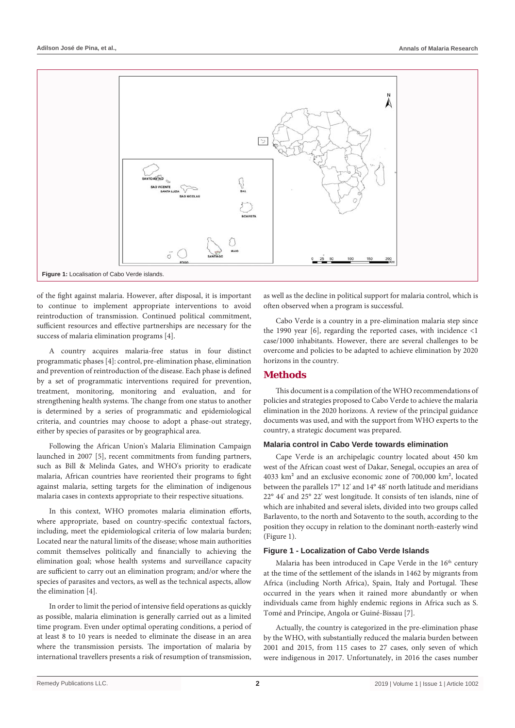Figure 1: Localisation of Cabo Verde islands.

of the fight against malaria. However, after disposal, it is important to continue to implement appropriate interventions to avoid reintroduction of transmission. Continued political commitment, sufficient resources and effective partnerships are necessary for the success of malaria elimination programs [4].

A country acquires malaria-free status in four distinct programmatic phases [4]: control, pre-elimination phase, elimination and prevention of reintroduction of the disease. Each phase is defined by a set of programmatic interventions required for prevention, treatment, monitoring, monitoring and evaluation, and for strengthening health systems. The change from one status to another is determined by a series of programmatic and epidemiological criteria, and countries may choose to adopt a phase-out strategy, either by species of parasites or by geographical area.

Following the African Union's Malaria Elimination Campaign launched in 2007 [5], recent commitments from funding partners, such as Bill & Melinda Gates, and WHO's priority to eradicate malaria, African countries have reoriented their programs to fight against malaria, setting targets for the elimination of indigenous malaria cases in contexts appropriate to their respective situations.

In this context, WHO promotes malaria elimination efforts, where appropriate, based on country-specific contextual factors, including, meet the epidemiological criteria of low malaria burden; Located near the natural limits of the disease; whose main authorities commit themselves politically and financially to achieving the elimination goal; whose health systems and surveillance capacity are sufficient to carry out an elimination program; and/or where the species of parasites and vectors, as well as the technical aspects, allow the elimination [4].

In order to limit the period of intensive field operations as quickly as possible, malaria elimination is generally carried out as a limited time program. Even under optimal operating conditions, a period of at least 8 to 10 years is needed to eliminate the disease in an area where the transmission persists. The importation of malaria by international travellers presents a risk of resumption of transmission, as well as the decline in political support for malaria control, which is often observed when a program is successful.

Cabo Verde is a country in a pre-elimination malaria step since the 1990 year [6], regarding the reported cases, with incidence <1 case/1000 inhabitants. However, there are several challenges to be overcome and policies to be adapted to achieve elimination by 2020 horizons in the country.

## Methods

This document is a compilation of the WHO recommendations of policies and strategies proposed to Cabo Verde to achieve the malaria elimination in the 2020 horizons. A review of the principal guidance documents was used, and with the support from WHO experts to the country, a strategic document was prepared.

### Malaria control in Cabo Verde towards elimination

Cape Verde is an archipelagic country located about 450 km west of the African coast west of Dakar, Senegal, occupies an area of 4033 km² and an exclusive economic zone of 700,000 km², located between the parallels 17° 12' and 14° 48' north latitude and meridians 22° 44' and 25° 22' west longitude. It consists of ten islands, nine of which are inhabited and several islets, divided into two groups called Barlavento, to the north and Sotavento to the south, according to the position they occupy in relation to the dominant north-easterly wind (Figure 1).

### Figure 1 - Localization of Cabo Verde Islands

Malaria has been introduced in Cape Verde in the 16th century at the time of the settlement of the islands in 1462 by migrants from Africa (including North Africa), Spain, Italy and Portugal. These occurred in the years when it rained more abundantly or when individuals came from highly endemic regions in Africa such as S. Tomé and Príncipe, Angola or Guiné-Bissau [7].

Actually, the country is categorized in the pre-elimination phase by the WHO, with substantially reduced the malaria burden between 2001 and 2015, from 115 cases to 27 cases, only seven of which were indigenous in 2017. Unfortunately, in 2016 the cases number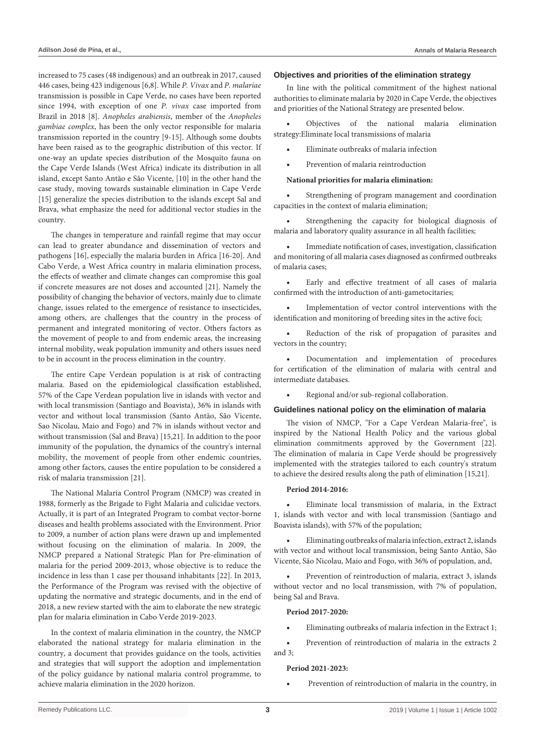increased to 75 cases (48 indigenous) and an outbreak in 2017, caused 446 cases, being 423 indigenous [6,8]. While *P. Vivax* and *P. malariae* transmission is possible in Cape Verde, no cases have been reported since 1994, with exception of one *P. vivax* case imported from Brazil in 2018 [8]. *Anopheles arabiensis*, member of the *Anopheles gambiae complex*, has been the only vector responsible for malaria transmission reported in the country [9-15]. Although some doubts have been raised as to the geographic distribution of this vector. If one-way an update species distribution of the Mosquito fauna on the Cape Verde Islands (West Africa) indicate its distribution in all island, except Santo Antão e São Vicente, [10] in the other hand the case study, moving towards sustainable elimination in Cape Verde [15] generalize the species distribution to the islands except Sal and Brava, what emphasize the need for additional vector studies in the country.

The changes in temperature and rainfall regime that may occur can lead to greater abundance and dissemination of vectors and pathogens [16], especially the malaria burden in Africa [16-20]. And Cabo Verde, a West Africa country in malaria elimination process, the effects of weather and climate changes can compromise this goal if concrete measures are not doses and accounted [21]. Namely the possibility of changing the behavior of vectors, mainly due to climate change, issues related to the emergence of resistance to insecticides, among others, are challenges that the country in the process of permanent and integrated monitoring of vector. Others factors as the movement of people to and from endemic areas, the increasing internal mobility, weak population immunity and others issues need to be in account in the process elimination in the country.

The entire Cape Verdean population is at risk of contracting malaria. Based on the epidemiological classification established, 57% of the Cape Verdean population live in islands with vector and with local transmission (Santiago and Boavista), 36% in islands with vector and without local transmission (Santo Antão, São Vicente, Sao Nicolau, Maio and Fogo) and 7% in islands without vector and without transmission (Sal and Brava) [15,21]. In addition to the poor immunity of the population, the dynamics of the country's internal mobility, the movement of people from other endemic countries, among other factors, causes the entire population to be considered a risk of malaria transmission [21].

The National Malaria Control Program (NMCP) was created in 1988, formerly as the Brigade to Fight Malaria and culicidae vectors. Actually, it is part of an Integrated Program to combat vector-borne diseases and health problems associated with the Environment. Prior to 2009, a number of action plans were drawn up and implemented without focusing on the elimination of malaria. In 2009, the NMCP prepared a National Strategic Plan for Pre-elimination of malaria for the period 2009-2013, whose objective is to reduce the incidence in less than 1 case per thousand inhabitants [22]. In 2013, the Performance of the Program was revised with the objective of updating the normative and strategic documents, and in the end of 2018, a new review started with the aim to elaborate the new strategic plan for malaria elimination in Cabo Verde 2019-2023.

In the context of malaria elimination in the country, the NMCP elaborated the national strategy for malaria elimination in the country, a document that provides guidance on the tools, activities and strategies that will support the adoption and implementation of the policy guidance by national malaria control programme, to achieve malaria elimination in the 2020 horizon.

## Objectives and priorities of the elimination strategy

In line with the political commitment of the highest national authorities to eliminate malaria by 2020 in Cape Verde, the objectives and priorities of the National Strategy are presented below.

- Objectives of the national malaria elimination strategy:Eliminate local transmissions of malaria
- Eliminate outbreaks of malaria infection
- Prevention of malaria reintroduction

**National priorities for malaria elimination:**

- Strengthening of program management and coordination capacities in the context of malaria elimination;
- Strengthening the capacity for biological diagnosis of malaria and laboratory quality assurance in all health facilities;
- Immediate notification of cases, investigation, classification and monitoring of all malaria cases diagnosed as confirmed outbreaks of malaria cases;
- Early and effective treatment of all cases of malaria confirmed with the introduction of anti-gametocitaries;
- Implementation of vector control interventions with the identification and monitoring of breeding sites in the active foci;
- Reduction of the risk of propagation of parasites and vectors in the country;
- Documentation and implementation of procedures for certification of the elimination of malaria with central and intermediate databases.
- Regional and/or sub-regional collaboration.

## Guidelines national policy on the elimination of malaria

The vision of NMCP, "For a Cape Verdean Malaria-free", is inspired by the National Health Policy and the various global elimination commitments approved by the Government [22]. The elimination of malaria in Cape Verde should be progressively implemented with the strategies tailored to each country's stratum to achieve the desired results along the path of elimination [15,21].

**Period 2014-2016:**

- Eliminate local transmission of malaria, in the Extract 1, islands with vector and with local transmission (Santiago and Boavista islands), with 57% of the population;
- Eliminating outbreaks of malaria infection, extract 2, islands with vector and without local transmission, being Santo Antão, São Vicente, São Nicolau, Maio and Fogo, with 36% of population, and,
- Prevention of reintroduction of malaria, extract 3, islands without vector and no local transmission, with 7% of population, being Sal and Brava.

**Period 2017-2020:**

- Eliminating outbreaks of malaria infection in the Extract 1;
- Prevention of reintroduction of malaria in the extracts 2 and 3;

**Period 2021-2023:**

- Prevention of reintroduction of malaria in the country, in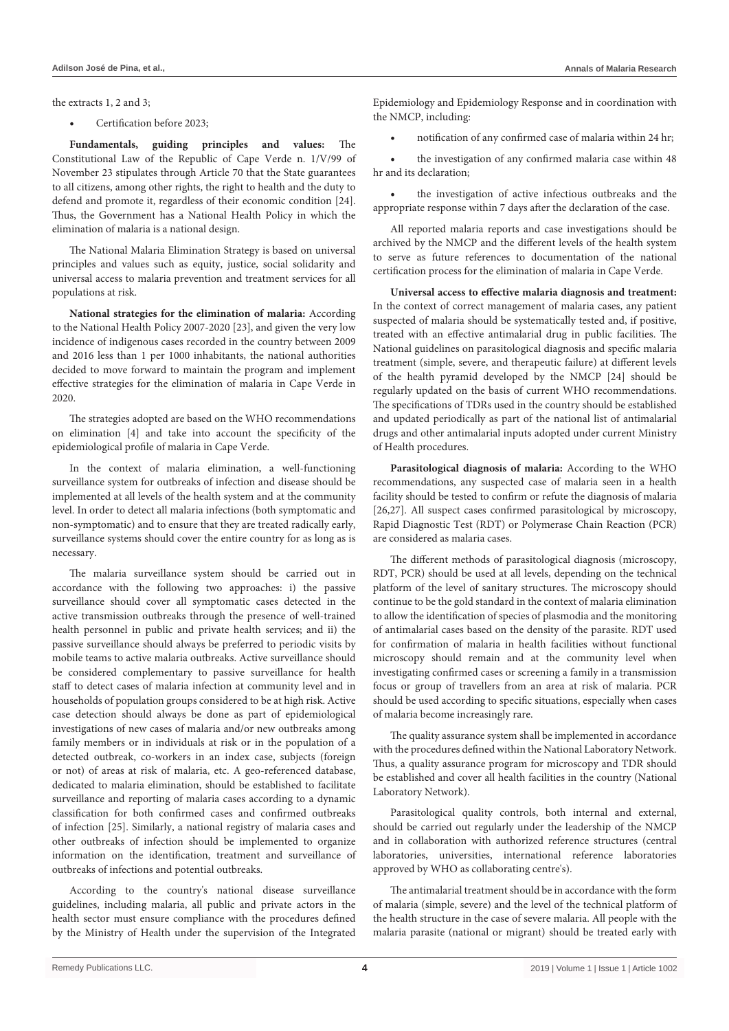the extracts 1, 2 and 3;

- Certification before 2023;

**Fundamentals, guiding principles and values:** The Constitutional Law of the Republic of Cape Verde n. 1/V/99 of November 23 stipulates through Article 70 that the State guarantees to all citizens, among other rights, the right to health and the duty to defend and promote it, regardless of their economic condition [24]. Thus, the Government has a National Health Policy in which the elimination of malaria is a national design.

The National Malaria Elimination Strategy is based on universal principles and values such as equity, justice, social solidarity and universal access to malaria prevention and treatment services for all populations at risk.

**National strategies for the elimination of malaria:** According to the National Health Policy 2007-2020 [23], and given the very low incidence of indigenous cases recorded in the country between 2009 and 2016 less than 1 per 1000 inhabitants, the national authorities decided to move forward to maintain the program and implement effective strategies for the elimination of malaria in Cape Verde in 2020.

The strategies adopted are based on the WHO recommendations on elimination [4] and take into account the specificity of the epidemiological profile of malaria in Cape Verde.

In the context of malaria elimination, a well-functioning surveillance system for outbreaks of infection and disease should be implemented at all levels of the health system and at the community level. In order to detect all malaria infections (both symptomatic and non-symptomatic) and to ensure that they are treated radically early, surveillance systems should cover the entire country for as long as is necessary.

The malaria surveillance system should be carried out in accordance with the following two approaches: i) the passive surveillance should cover all symptomatic cases detected in the active transmission outbreaks through the presence of well-trained health personnel in public and private health services; and ii) the passive surveillance should always be preferred to periodic visits by mobile teams to active malaria outbreaks. Active surveillance should be considered complementary to passive surveillance for health staff to detect cases of malaria infection at community level and in households of population groups considered to be at high risk. Active case detection should always be done as part of epidemiological investigations of new cases of malaria and/or new outbreaks among family members or in individuals at risk or in the population of a detected outbreak, co-workers in an index case, subjects (foreign or not) of areas at risk of malaria, etc. A geo-referenced database, dedicated to malaria elimination, should be established to facilitate surveillance and reporting of malaria cases according to a dynamic classification for both confirmed cases and confirmed outbreaks of infection [25]. Similarly, a national registry of malaria cases and other outbreaks of infection should be implemented to organize information on the identification, treatment and surveillance of outbreaks of infections and potential outbreaks.

According to the country's national disease surveillance guidelines, including malaria, all public and private actors in the health sector must ensure compliance with the procedures defined by the Ministry of Health under the supervision of the Integrated Epidemiology and Epidemiology Response and in coordination with the NMCP, including:

- notification of any confirmed case of malaria within 24 hr;
- the investigation of any confirmed malaria case within 48 hr and its declaration;
- the investigation of active infectious outbreaks and the appropriate response within 7 days after the declaration of the case.

All reported malaria reports and case investigations should be archived by the NMCP and the different levels of the health system to serve as future references to documentation of the national certification process for the elimination of malaria in Cape Verde.

**Universal access to effective malaria diagnosis and treatment:** In the context of correct management of malaria cases, any patient suspected of malaria should be systematically tested and, if positive, treated with an effective antimalarial drug in public facilities. The National guidelines on parasitological diagnosis and specific malaria treatment (simple, severe, and therapeutic failure) at different levels of the health pyramid developed by the NMCP [24] should be regularly updated on the basis of current WHO recommendations. The specifications of TDRs used in the country should be established and updated periodically as part of the national list of antimalarial drugs and other antimalarial inputs adopted under current Ministry of Health procedures.

**Parasitological diagnosis of malaria:** According to the WHO recommendations, any suspected case of malaria seen in a health facility should be tested to confirm or refute the diagnosis of malaria [26,27]. All suspect cases confirmed parasitological by microscopy, Rapid Diagnostic Test (RDT) or Polymerase Chain Reaction (PCR) are considered as malaria cases.

The different methods of parasitological diagnosis (microscopy, RDT, PCR) should be used at all levels, depending on the technical platform of the level of sanitary structures. The microscopy should continue to be the gold standard in the context of malaria elimination to allow the identification of species of plasmodia and the monitoring of antimalarial cases based on the density of the parasite. RDT used for confirmation of malaria in health facilities without functional microscopy should remain and at the community level when investigating confirmed cases or screening a family in a transmission focus or group of travellers from an area at risk of malaria. PCR should be used according to specific situations, especially when cases of malaria become increasingly rare.

The quality assurance system shall be implemented in accordance with the procedures defined within the National Laboratory Network. Thus, a quality assurance program for microscopy and TDR should be established and cover all health facilities in the country (National Laboratory Network).

Parasitological quality controls, both internal and external, should be carried out regularly under the leadership of the NMCP and in collaboration with authorized reference structures (central laboratories, universities, international reference laboratories approved by WHO as collaborating centre's).

The antimalarial treatment should be in accordance with the form of malaria (simple, severe) and the level of the technical platform of the health structure in the case of severe malaria. All people with the malaria parasite (national or migrant) should be treated early with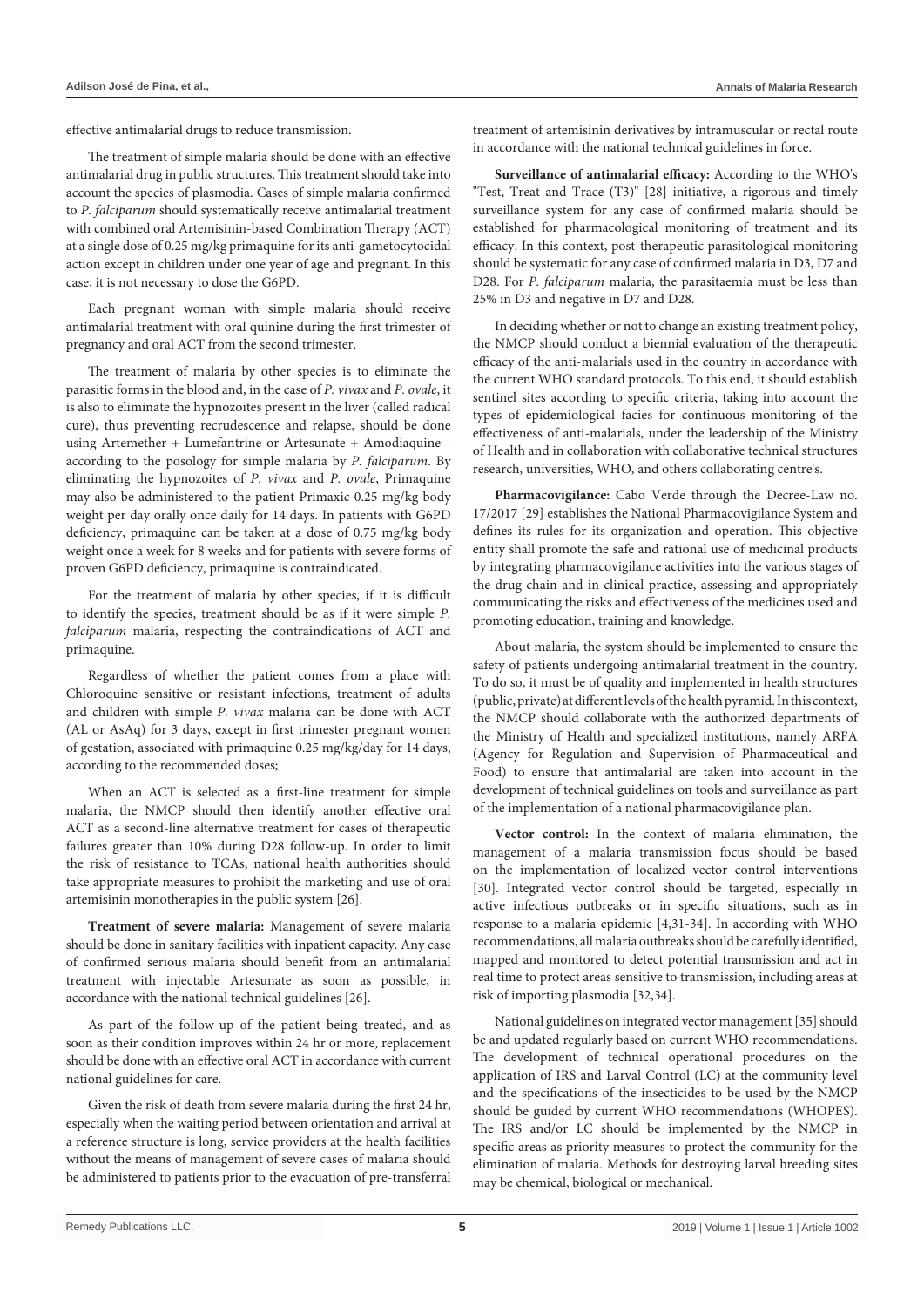effective antimalarial drugs to reduce transmission.

The treatment of simple malaria should be done with an effective antimalarial drug in public structures. This treatment should take into account the species of plasmodia. Cases of simple malaria confirmed to *P. falciparum* should systematically receive antimalarial treatment with combined oral Artemisinin-based Combination Therapy (ACT) at a single dose of 0.25 mg/kg primaquine for its anti-gametocytocidal action except in children under one year of age and pregnant. In this case, it is not necessary to dose the G6PD.

Each pregnant woman with simple malaria should receive antimalarial treatment with oral quinine during the first trimester of pregnancy and oral ACT from the second trimester.

The treatment of malaria by other species is to eliminate the parasitic forms in the blood and, in the case of *P. vivax* and *P. ovale*, it is also to eliminate the hypnozoites present in the liver (called radical cure), thus preventing recrudescence and relapse, should be done using Artemether + Lumefantrine or Artesunate + Amodiaquine - according to the posology for simple malaria by *P. falciparum*. By eliminating the hypnozoites of *P. vivax* and *P. ovale*, Primaquine may also be administered to the patient Primaxic 0.25 mg/kg body weight per day orally once daily for 14 days. In patients with G6PD deficiency, primaquine can be taken at a dose of 0.75 mg/kg body weight once a week for 8 weeks and for patients with severe forms of proven G6PD deficiency, primaquine is contraindicated.

For the treatment of malaria by other species, if it is difficult to identify the species, treatment should be as if it were simple *P. falciparum* malaria, respecting the contraindications of ACT and primaquine.

Regardless of whether the patient comes from a place with Chloroquine sensitive or resistant infections, treatment of adults and children with simple *P. vivax* malaria can be done with ACT (AL or AsAq) for 3 days, except in first trimester pregnant women of gestation, associated with primaquine 0.25 mg/kg/day for 14 days, according to the recommended doses;

When an ACT is selected as a first-line treatment for simple malaria, the NMCP should then identify another effective oral ACT as a second-line alternative treatment for cases of therapeutic failures greater than 10% during D28 follow-up. In order to limit the risk of resistance to TCAs, national health authorities should take appropriate measures to prohibit the marketing and use of oral artemisinin monotherapies in the public system [26].

**Treatment of severe malaria:** Management of severe malaria should be done in sanitary facilities with inpatient capacity. Any case of confirmed serious malaria should benefit from an antimalarial treatment with injectable Artesunate as soon as possible, in accordance with the national technical guidelines [26].

As part of the follow-up of the patient being treated, and as soon as their condition improves within 24 hr or more, replacement should be done with an effective oral ACT in accordance with current national guidelines for care.

Given the risk of death from severe malaria during the first 24 hr, especially when the waiting period between orientation and arrival at a reference structure is long, service providers at the health facilities without the means of management of severe cases of malaria should be administered to patients prior to the evacuation of pre-transferral treatment of artemisinin derivatives by intramuscular or rectal route in accordance with the national technical guidelines in force.

**Surveillance of antimalarial efficacy:** According to the WHO's "Test, Treat and Trace (T3)" [28] initiative, a rigorous and timely surveillance system for any case of confirmed malaria should be established for pharmacological monitoring of treatment and its efficacy. In this context, post-therapeutic parasitological monitoring should be systematic for any case of confirmed malaria in D3, D7 and D28. For *P. falciparum* malaria, the parasitaemia must be less than 25% in D3 and negative in D7 and D28.

In deciding whether or not to change an existing treatment policy, the NMCP should conduct a biennial evaluation of the therapeutic efficacy of the anti-malarials used in the country in accordance with the current WHO standard protocols. To this end, it should establish sentinel sites according to specific criteria, taking into account the types of epidemiological facies for continuous monitoring of the effectiveness of anti-malarials, under the leadership of the Ministry of Health and in collaboration with collaborative technical structures research, universities, WHO, and others collaborating centre's.

**Pharmacovigilance:** Cabo Verde through the Decree-Law no. 17/2017 [29] establishes the National Pharmacovigilance System and defines its rules for its organization and operation. This objective entity shall promote the safe and rational use of medicinal products by integrating pharmacovigilance activities into the various stages of the drug chain and in clinical practice, assessing and appropriately communicating the risks and effectiveness of the medicines used and promoting education, training and knowledge.

About malaria, the system should be implemented to ensure the safety of patients undergoing antimalarial treatment in the country. To do so, it must be of quality and implemented in health structures (public, private) at different levels of the health pyramid. In this context, the NMCP should collaborate with the authorized departments of the Ministry of Health and specialized institutions, namely ARFA (Agency for Regulation and Supervision of Pharmaceutical and Food) to ensure that antimalarial are taken into account in the development of technical guidelines on tools and surveillance as part of the implementation of a national pharmacovigilance plan.

**Vector control:** In the context of malaria elimination, the management of a malaria transmission focus should be based on the implementation of localized vector control interventions [30]. Integrated vector control should be targeted, especially in active infectious outbreaks or in specific situations, such as in response to a malaria epidemic [4,31-34]. In according with WHO recommendations, all malaria outbreaks should be carefully identified, mapped and monitored to detect potential transmission and act in real time to protect areas sensitive to transmission, including areas at risk of importing plasmodia [32,34].

National guidelines on integrated vector management [35] should be and updated regularly based on current WHO recommendations. The development of technical operational procedures on the application of IRS and Larval Control (LC) at the community level and the specifications of the insecticides to be used by the NMCP should be guided by current WHO recommendations (WHOPES). The IRS and/or LC should be implemented by the NMCP in specific areas as priority measures to protect the community for the elimination of malaria. Methods for destroying larval breeding sites may be chemical, biological or mechanical.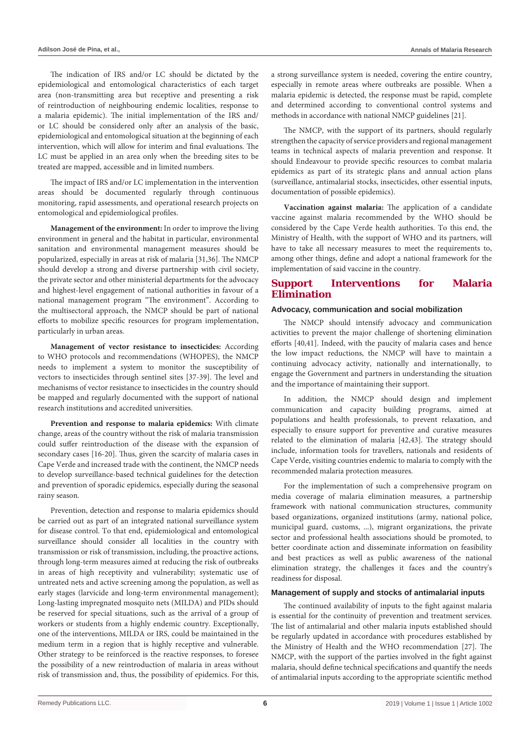The indication of IRS and/or LC should be dictated by the epidemiological and entomological characteristics of each target area (non-transmitting area but receptive and presenting a risk of reintroduction of neighbouring endemic localities, response to a malaria epidemic). The initial implementation of the IRS and/or LC should be considered only after an analysis of the basic, epidemiological and entomological situation at the beginning of each intervention, which will allow for interim and final evaluations. The LC must be applied in an area only when the breeding sites to be treated are mapped, accessible and in limited numbers.

The impact of IRS and/or LC implementation in the intervention areas should be documented regularly through continuous monitoring, rapid assessments, and operational research projects on entomological and epidemiological profiles.

**Management of the environment:** In order to improve the living environment in general and the habitat in particular, environmental sanitation and environmental management measures should be popularized, especially in areas at risk of malaria [31,36]. The NMCP should develop a strong and diverse partnership with civil society, the private sector and other ministerial departments for the advocacy and highest-level engagement of national authorities in favour of a national management program "The environment". According to the multisectoral approach, the NMCP should be part of national efforts to mobilize specific resources for program implementation, particularly in urban areas.

**Management of vector resistance to insecticides:** According to WHO protocols and recommendations (WHOPES), the NMCP needs to implement a system to monitor the susceptibility of vectors to insecticides through sentinel sites [37-39]. The level and mechanisms of vector resistance to insecticides in the country should be mapped and regularly documented with the support of national research institutions and accredited universities.

**Prevention and response to malaria epidemics:** With climate change, areas of the country without the risk of malaria transmission could suffer reintroduction of the disease with the expansion of secondary cases [16-20]. Thus, given the scarcity of malaria cases in Cape Verde and increased trade with the continent, the NMCP needs to develop surveillance-based technical guidelines for the detection and prevention of sporadic epidemics, especially during the seasonal rainy season.

Prevention, detection and response to malaria epidemics should be carried out as part of an integrated national surveillance system for disease control. To that end, epidemiological and entomological surveillance should consider all localities in the country with transmission or risk of transmission, including, the proactive actions, through long-term measures aimed at reducing the risk of outbreaks in areas of high receptivity and vulnerability; systematic use of untreated nets and active screening among the population, as well as early stages (larvicide and long-term environmental management); Long-lasting impregnated mosquito nets (MILDA) and PIDs should be reserved for special situations, such as the arrival of a group of workers or students from a highly endemic country. Exceptionally, one of the interventions, MILDA or IRS, could be maintained in the medium term in a region that is highly receptive and vulnerable. Other strategy to be reinforced is the reactive responses, to foresee the possibility of a new reintroduction of malaria in areas without risk of transmission and, thus, the possibility of epidemics. For this, a strong surveillance system is needed, covering the entire country, especially in remote areas where outbreaks are possible. When a malaria epidemic is detected, the response must be rapid, complete and determined according to conventional control systems and methods in accordance with national NMCP guidelines [21].

The NMCP, with the support of its partners, should regularly strengthen the capacity of service providers and regional management teams in technical aspects of malaria prevention and response. It should Endeavour to provide specific resources to combat malaria epidemics as part of its strategic plans and annual action plans (surveillance, antimalarial stocks, insecticides, other essential inputs, documentation of possible epidemics).

**Vaccination against malaria:** The application of a candidate vaccine against malaria recommended by the WHO should be considered by the Cape Verde health authorities. To this end, the Ministry of Health, with the support of WHO and its partners, will have to take all necessary measures to meet the requirements to, among other things, define and adopt a national framework for the implementation of said vaccine in the country.

## Support Interventions for Malaria Elimination

### Advocacy, communication and social mobilization

The NMCP should intensify advocacy and communication activities to prevent the major challenge of shortening elimination efforts [40,41]. Indeed, with the paucity of malaria cases and hence the low impact reductions, the NMCP will have to maintain a continuing advocacy activity, nationally and internationally, to engage the Government and partners in understanding the situation and the importance of maintaining their support.

In addition, the NMCP should design and implement communication and capacity building programs, aimed at populations and health professionals, to prevent relaxation, and especially to ensure support for preventive and curative measures related to the elimination of malaria [42,43]. The strategy should include, information tools for travellers, nationals and residents of Cape Verde, visiting countries endemic to malaria to comply with the recommended malaria protection measures.

For the implementation of such a comprehensive program on media coverage of malaria elimination measures, a partnership framework with national communication structures, community based organizations, organized institutions (army, national police, municipal guard, customs, ...), migrant organizations, the private sector and professional health associations should be promoted, to better coordinate action and disseminate information on feasibility and best practices as well as public awareness of the national elimination strategy, the challenges it faces and the country's readiness for disposal.

### Management of supply and stocks of antimalarial inputs

The continued availability of inputs to the fight against malaria is essential for the continuity of prevention and treatment services. The list of antimalarial and other malaria inputs established should be regularly updated in accordance with procedures established by the Ministry of Health and the WHO recommendation [27]. The NMCP, with the support of the parties involved in the fight against malaria, should define technical specifications and quantify the needs of antimalarial inputs according to the appropriate scientific method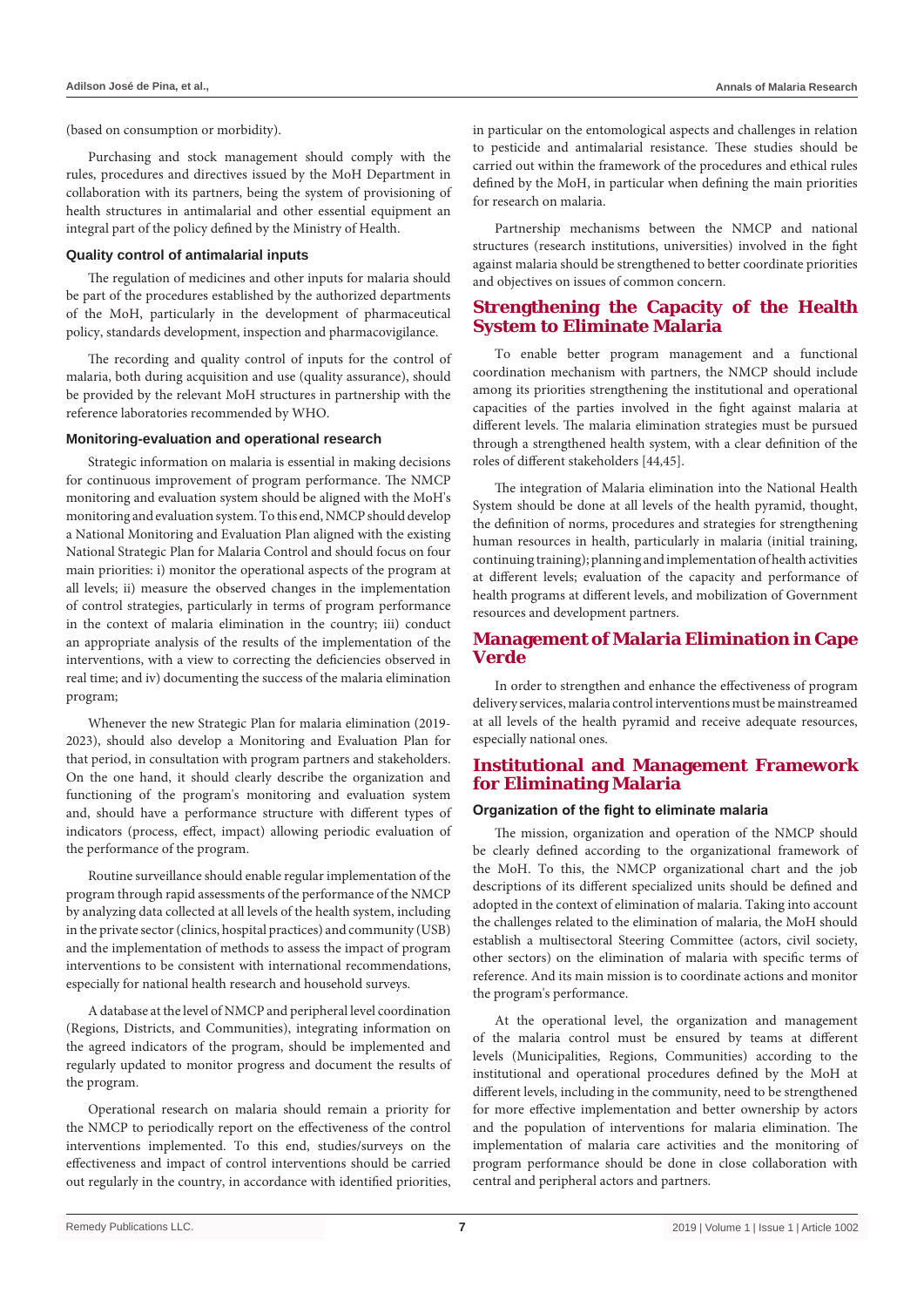(based on consumption or morbidity).

Purchasing and stock management should comply with the rules, procedures and directives issued by the MoH Department in collaboration with its partners, being the system of provisioning of health structures in antimalarial and other essential equipment an integral part of the policy defined by the Ministry of Health.

### Quality control of antimalarial inputs

The regulation of medicines and other inputs for malaria should be part of the procedures established by the authorized departments of the MoH, particularly in the development of pharmaceutical policy, standards development, inspection and pharmacovigilance.

The recording and quality control of inputs for the control of malaria, both during acquisition and use (quality assurance), should be provided by the relevant MoH structures in partnership with the reference laboratories recommended by WHO.

### Monitoring-evaluation and operational research

Strategic information on malaria is essential in making decisions for continuous improvement of program performance. The NMCP monitoring and evaluation system should be aligned with the MoH's monitoring and evaluation system. To this end, NMCP should develop a National Monitoring and Evaluation Plan aligned with the existing National Strategic Plan for Malaria Control and should focus on four main priorities: i) monitor the operational aspects of the program at all levels; ii) measure the observed changes in the implementation of control strategies, particularly in terms of program performance in the context of malaria elimination in the country; iii) conduct an appropriate analysis of the results of the implementation of the interventions, with a view to correcting the deficiencies observed in real time; and iv) documenting the success of the malaria elimination program;

Whenever the new Strategic Plan for malaria elimination (2019-2023), should also develop a Monitoring and Evaluation Plan for that period, in consultation with program partners and stakeholders. On the one hand, it should clearly describe the organization and functioning of the program's monitoring and evaluation system and, should have a performance structure with different types of indicators (process, effect, impact) allowing periodic evaluation of the performance of the program.

Routine surveillance should enable regular implementation of the program through rapid assessments of the performance of the NMCP by analyzing data collected at all levels of the health system, including in the private sector (clinics, hospital practices) and community (USB) and the implementation of methods to assess the impact of program interventions to be consistent with international recommendations, especially for national health research and household surveys.

A database at the level of NMCP and peripheral level coordination (Regions, Districts, and Communities), integrating information on the agreed indicators of the program, should be implemented and regularly updated to monitor progress and document the results of the program.

Operational research on malaria should remain a priority for the NMCP to periodically report on the effectiveness of the control interventions implemented. To this end, studies/surveys on the effectiveness and impact of control interventions should be carried out regularly in the country, in accordance with identified priorities, in particular on the entomological aspects and challenges in relation to pesticide and antimalarial resistance. These studies should be carried out within the framework of the procedures and ethical rules defined by the MoH, in particular when defining the main priorities for research on malaria.

Partnership mechanisms between the NMCP and national structures (research institutions, universities) involved in the fight against malaria should be strengthened to better coordinate priorities and objectives on issues of common concern.

## Strengthening the Capacity of the Health System to Eliminate Malaria

To enable better program management and a functional coordination mechanism with partners, the NMCP should include among its priorities strengthening the institutional and operational capacities of the parties involved in the fight against malaria at different levels. The malaria elimination strategies must be pursued through a strengthened health system, with a clear definition of the roles of different stakeholders [44,45].

The integration of Malaria elimination into the National Health System should be done at all levels of the health pyramid, thought, the definition of norms, procedures and strategies for strengthening human resources in health, particularly in malaria (initial training, continuing training); planning and implementation of health activities at different levels; evaluation of the capacity and performance of health programs at different levels, and mobilization of Government resources and development partners.

## Management of Malaria Elimination in Cape Verde

In order to strengthen and enhance the effectiveness of program delivery services, malaria control interventions must be mainstreamed at all levels of the health pyramid and receive adequate resources, especially national ones.

## Institutional and Management Framework for Eliminating Malaria

### Organization of the fight to eliminate malaria

The mission, organization and operation of the NMCP should be clearly defined according to the organizational framework of the MoH. To this, the NMCP organizational chart and the job descriptions of its different specialized units should be defined and adopted in the context of elimination of malaria. Taking into account the challenges related to the elimination of malaria, the MoH should establish a multisectoral Steering Committee (actors, civil society, other sectors) on the elimination of malaria with specific terms of reference. And its main mission is to coordinate actions and monitor the program's performance.

At the operational level, the organization and management of the malaria control must be ensured by teams at different levels (Municipalities, Regions, Communities) according to the institutional and operational procedures defined by the MoH at different levels, including in the community, need to be strengthened for more effective implementation and better ownership by actors and the population of interventions for malaria elimination. The implementation of malaria care activities and the monitoring of program performance should be done in close collaboration with central and peripheral actors and partners.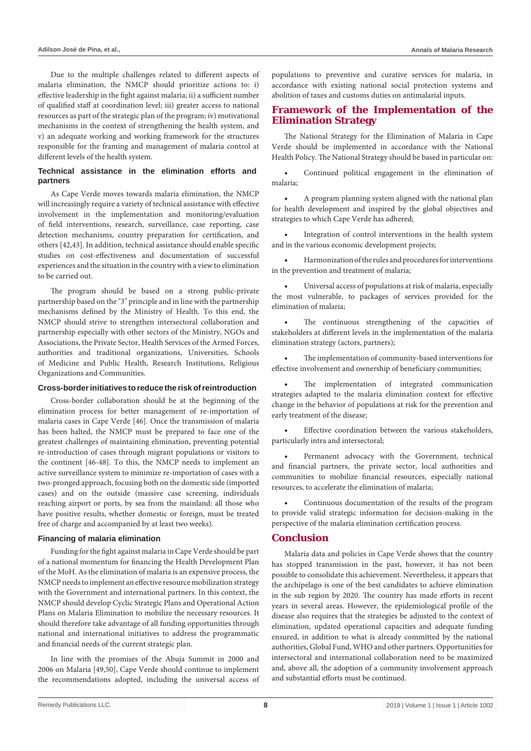Due to the multiple challenges related to different aspects of malaria elimination, the NMCP should prioritize actions to: i) effective leadership in the fight against malaria; ii) a sufficient number of qualified staff at coordination level; iii) greater access to national resources as part of the strategic plan of the program; iv) motivational mechanisms in the context of strengthening the health system, and v) an adequate working and working framework for the structures responsible for the framing and management of malaria control at different levels of the health system.

### Technical assistance in the elimination efforts and partners

As Cape Verde moves towards malaria elimination, the NMCP will increasingly require a variety of technical assistance with effective involvement in the implementation and monitoring/evaluation of field interventions, research, surveillance, case reporting, case detection mechanisms, country preparation for certification, and others [42,43]. In addition, technical assistance should enable specific studies on cost-effectiveness and documentation of successful experiences and the situation in the country with a view to elimination to be carried out.

The program should be based on a strong public-private partnership based on the "3" principle and in line with the partnership mechanisms defined by the Ministry of Health. To this end, the NMCP should strive to strengthen intersectoral collaboration and partnership especially with other sectors of the Ministry, NGOs and Associations, the Private Sector, Health Services of the Armed Forces, authorities and traditional organizations, Universities, Schools of Medicine and Public Health, Research Institutions, Religious Organizations and Communities.

### Cross-border initiatives to reduce the risk of reintroduction

Cross-border collaboration should be at the beginning of the elimination process for better management of re-importation of malaria cases in Cape Verde [46]. Once the transmission of malaria has been halted, the NMCP must be prepared to face one of the greatest challenges of maintaining elimination, preventing potential re-introduction of cases through migrant populations or visitors to the continent [46-48]. To this, the NMCP needs to implement an active surveillance system to minimize re-importation of cases with a two-pronged approach, focusing both on the domestic side (imported cases) and on the outside (massive case screening, individuals reaching airport or ports, by sea from the mainland: all those who have positive results, whether domestic or foreign, must be treated free of charge and accompanied by at least two weeks).

### Financing of malaria elimination

Funding for the fight against malaria in Cape Verde should be part of a national momentum for financing the Health Development Plan of the MoH. As the elimination of malaria is an expensive process, the NMCP needs to implement an effective resource mobilization strategy with the Government and international partners. In this context, the NMCP should develop Cyclic Strategic Plans and Operational Action Plans on Malaria Elimination to mobilize the necessary resources. It should therefore take advantage of all funding opportunities through national and international initiatives to address the programmatic and financial needs of the current strategic plan.

In line with the promises of the Abuja Summit in 2000 and 2006 on Malaria [49,50], Cape Verde should continue to implement the recommendations adopted, including the universal access of populations to preventive and curative services for malaria, in accordance with existing national social protection systems and abolition of taxes and customs duties on antimalarial inputs.

## Framework of the Implementation of the Elimination Strategy

The National Strategy for the Elimination of Malaria in Cape Verde should be implemented in accordance with the National Health Policy. The National Strategy should be based in particular on:

- Continued political engagement in the elimination of malaria;
- A program planning system aligned with the national plan for health development and inspired by the global objectives and strategies to which Cape Verde has adhered;
- Integration of control interventions in the health system and in the various economic development projects;
- Harmonization of the rules and procedures for interventions in the prevention and treatment of malaria;
- Universal access of populations at risk of malaria, especially the most vulnerable, to packages of services provided for the elimination of malaria;
- The continuous strengthening of the capacities of stakeholders at different levels in the implementation of the malaria elimination strategy (actors, partners);
- The implementation of community-based interventions for effective involvement and ownership of beneficiary communities;
- The implementation of integrated communication strategies adapted to the malaria elimination context for effective change in the behavior of populations at risk for the prevention and early treatment of the disease;
- Effective coordination between the various stakeholders, particularly intra and intersectoral;
- Permanent advocacy with the Government, technical and financial partners, the private sector, local authorities and communities to mobilize financial resources, especially national resources, to accelerate the elimination of malaria;
- Continuous documentation of the results of the program to provide valid strategic information for decision-making in the perspective of the malaria elimination certification process.

## Conclusion

Malaria data and policies in Cape Verde shows that the country has stopped transmission in the past, however, it has not been possible to consolidate this achievement. Nevertheless, it appears that the archipelago is one of the best candidates to achieve elimination in the sub region by 2020. The country has made efforts in recent years in several areas. However, the epidemiological profile of the disease also requires that the strategies be adjusted to the context of elimination, updated operational capacities and adequate funding ensured, in addition to what is already committed by the national authorities, Global Fund, WHO and other partners. Opportunities for intersectoral and international collaboration need to be maximized and, above all, the adoption of a community involvement approach and substantial efforts must be continued.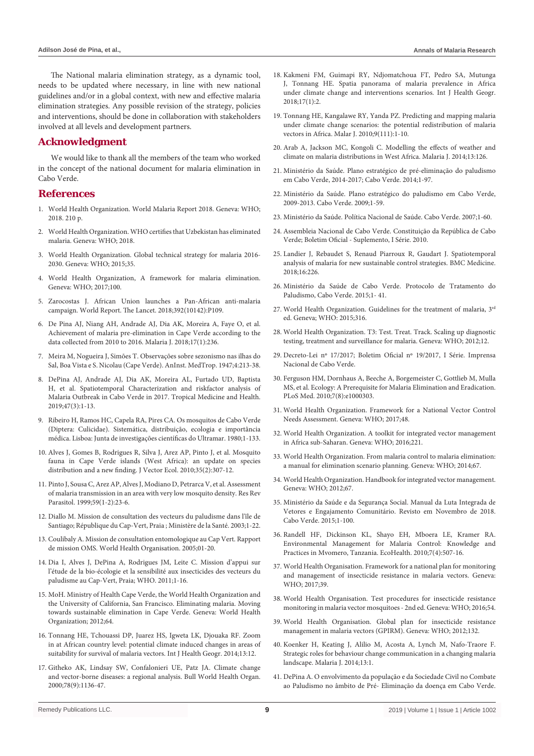The National malaria elimination strategy, as a dynamic tool, needs to be updated where necessary, in line with new national guidelines and/or in a global context, with new and effective malaria elimination strategies. Any possible revision of the strategy, policies and interventions, should be done in collaboration with stakeholders involved at all levels and development partners.

## Acknowledgment

We would like to thank all the members of the team who worked in the concept of the national document for malaria elimination in Cabo Verde.

## References

1. World Health Organization. World Malaria Report 2018. Geneva: WHO; 2018. 210 p.
2. World Health Organization. WHO certifies that Uzbekistan has eliminated malaria. Geneva: WHO; 2018.
3. World Health Organization. Global technical strategy for malaria 2016-2030. Geneva: WHO; 2015;35.
4. World Health Organization, A framework for malaria elimination. Geneva: WHO; 2017;100.
5. Zarocostas J. African Union launches a Pan-African anti-malaria campaign. World Report. The Lancet. 2018;392(10142):P109.
6. De Pina AJ, Niang AH, Andrade AJ, Dia AK, Moreira A, Faye O, et al. Achievement of malaria pre-elimination in Cape Verde according to the data collected from 2010 to 2016. Malaria J. 2018;17(1):236.
7. Meira M, Nogueira J, Simões T. Observações sobre sezonismo nas ilhas do Sal, Boa Vista e S. Nicolau (Cape Verde). AnInst. MedTrop. 1947;4:213-38.
8. DePina AJ, Andrade AJ, Dia AK, Moreira AL, Furtado UD, Baptista H, et al. Spatiotemporal Characterization and riskfactor analysis of Malaria Outbreak in Cabo Verde in 2017. Tropical Medicine and Health. 2019;47(3):1-13.
9. Ribeiro H, Ramos HC, Capela RA, Pires CA. Os mosquitos de Cabo Verde (Diptera: Culicidae). Sistemática, distribuição, ecologia e importância médica. Lisboa: Junta de investigações científicas do Ultramar. 1980;1-133.
10. Alves J, Gomes B, Rodrigues R, Silva J, Arez AP, Pinto J, et al. Mosquito fauna in Cape Verde islands (West Africa): an update on species distribution and a new finding. J Vector Ecol. 2010;35(2):307-12.
11. Pinto J, Sousa C, Arez AP, Alves J, Modiano D, Petrarca V, et al. Assessment of malaria transmission in an area with very low mosquito density. Res Rev Parasitol. 1999;59(1-2):23-6.
12. Diallo M. Mission de consultation des vecteurs du paludisme dans l'île de Santiago; République du Cap-Vert, Praia ; Ministère de la Santé. 2003;1-22.
13. Coulibaly A. Mission de consultation entomologique au Cap Vert. Rapport de mission OMS. World Health Organisation. 2005;01-20.
14. Dia I, Alves J, DePina A, Rodrigues JM, Leite C. Mission d'appui sur l'étude de la bio-écologie et la sensibilité aux insecticides des vecteurs du paludisme au Cap-Vert, Praia; WHO. 2011;1-16.
15. MoH. Ministry of Health Cape Verde, the World Health Organization and the University of California, San Francisco. Eliminating malaria. Moving towards sustainable elimination in Cape Verde. Geneva: World Health Organization; 2012;64.
16. Tonnang HE, Tchouassi DP, Juarez HS, Igweta LK, Djouaka RF. Zoom in at African country level: potential climate induced changes in areas of suitability for survival of malaria vectors. Int J Health Geogr. 2014;13:12.
17. Githeko AK, Lindsay SW, Confalonieri UE, Patz JA. Climate change and vector-borne diseases: a regional analysis. Bull World Health Organ. 2000;78(9):1136-47.
18. Kakmeni FM, Guimapi RY, Ndjomatchoua FT, Pedro SA, Mutunga J, Tonnang HE. Spatia panorama of malaria prevalence in Africa under climate change and interventions scenarios. Int J Health Geogr. 2018;17(1):2.
19. Tonnang HE, Kangalawe RY, Yanda PZ. Predicting and mapping malaria under climate change scenarios: the potential redistribution of malaria vectors in Africa. Malar J. 2010;9(111):1-10.
20. Arab A, Jackson MC, Kongoli C. Modelling the effects of weather and climate on malaria distributions in West Africa. Malaria J. 2014;13:126.
21. Ministério da Saúde. Plano estratégico de pré-eliminação do paludismo em Cabo Verde, 2014-2017; Cabo Verde. 2014;1-97.
22. Ministério da Saúde. Plano estratégico do paludismo em Cabo Verde, 2009-2013. Cabo Verde. 2009;1-59.
23. Ministério da Saúde. Política Nacional de Saúde. Cabo Verde. 2007;1-60.
24. Assembleia Nacional de Cabo Verde. Constituição da República de Cabo Verde; Boletim Oficial - Suplemento, I Série. 2010.
25. Landier J, Rebaudet S, Renaud Piarroux R, Gaudart J. Spatiotemporal analysis of malaria for new sustainable control strategies. BMC Medicine. 2018;16:226.
26. Ministério da Saúde de Cabo Verde. Protocolo de Tratamento do Paludismo, Cabo Verde. 2015;1- 41.
27. World Health Organization. Guidelines for the treatment of malaria, 3rd ed. Geneva; WHO: 2015;316.
28. World Health Organization. T3: Test. Treat. Track. Scaling up diagnostic testing, treatment and surveillance for malaria. Geneva: WHO; 2012;12.
29. Decreto-Lei nº 17/2017; Boletim Oficial nº 19/2017, I Série. Imprensa Nacional de Cabo Verde.
30. Ferguson HM, Dornhaus A, Beeche A, Borgemeister C, Gottlieb M, Mulla MS, et al. Ecology: A Prerequisite for Malaria Elimination and Eradication. PLoS Med. 2010;7(8):e1000303.
31. World Health Organization. Framework for a National Vector Control Needs Assessment. Geneva: WHO; 2017;48.
32. World Health Organization. A toolkit for integrated vector management in Africa sub-Saharan. Geneva: WHO; 2016;221.
33. World Health Organization. From malaria control to malaria elimination: a manual for elimination scenario planning. Geneva: WHO; 2014;67.
34. World Health Organization. Handbook for integrated vector management. Geneva: WHO; 2012;67.
35. Ministério da Saúde e da Segurança Social. Manual da Luta Integrada de Vetores e Engajamento Comunitário. Revisto em Novembro de 2018. Cabo Verde. 2015;1-100.
36. Randell HF, Dickinson KL, Shayo EH, Mboera LE, Kramer RA. Environmental Management for Malaria Control: Knowledge and Practices in Mvomero, Tanzania. EcoHealth. 2010;7(4):507-16.
37. World Health Organisation. Framework for a national plan for monitoring and management of insecticide resistance in malaria vectors. Geneva: WHO; 2017;39.
38. World Health Organisation. Test procedures for insecticide resistance monitoring in malaria vector mosquitoes - 2nd ed. Geneva: WHO; 2016;54.
39. World Health Organisation. Global plan for insecticide resistance management in malaria vectors (GPIRM). Geneva: WHO; 2012;132.
40. Koenker H, Keating J, Alilio M, Acosta A, Lynch M, Nafo-Traore F. Strategic roles for behaviour change communication in a changing malaria landscape. Malaria J. 2014;13:1.
41. DePina A. O envolvimento da população e da Sociedade Civil no Combate ao Paludismo no âmbito de Pré- Eliminação da doença em Cabo Verde.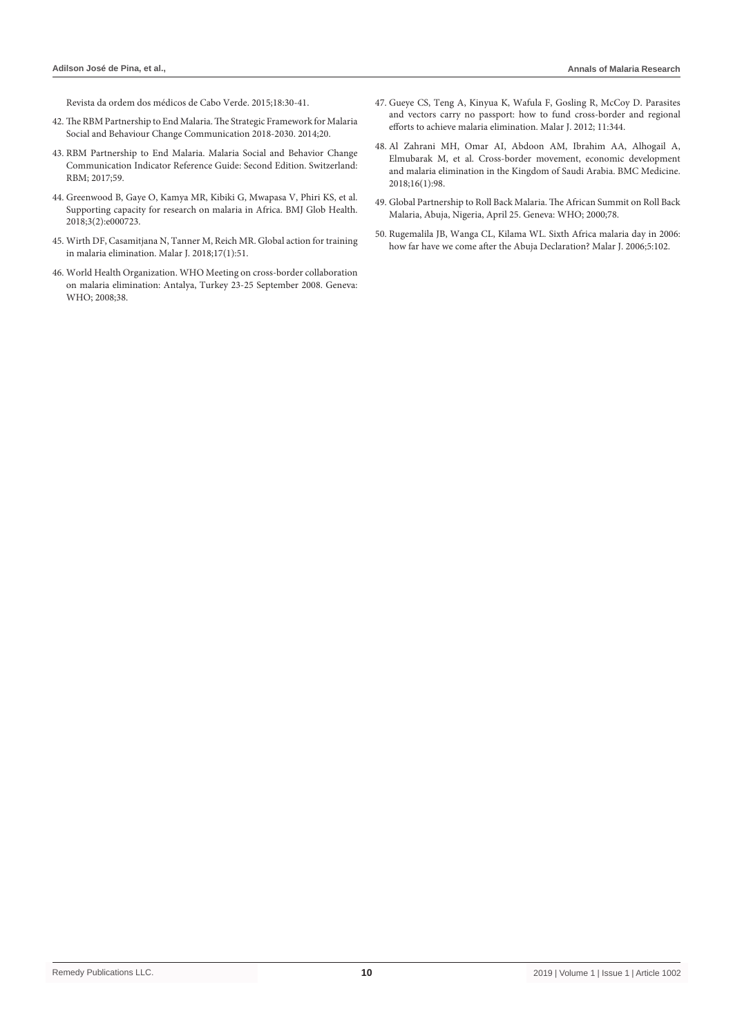Revista da ordem dos médicos de Cabo Verde. 2015;18:30-41.

42. The RBM Partnership to End Malaria. The Strategic Framework for Malaria Social and Behaviour Change Communication 2018-2030. 2014;20.

43. RBM Partnership to End Malaria. Malaria Social and Behavior Change Communication Indicator Reference Guide: Second Edition. Switzerland: RBM; 2017;59.

44. Greenwood B, Gaye O, Kamya MR, Kibiki G, Mwapasa V, Phiri KS, et al. Supporting capacity for research on malaria in Africa. BMJ Glob Health. 2018;3(2):e000723.

45. Wirth DF, Casamitjana N, Tanner M, Reich MR. Global action for training in malaria elimination. Malar J. 2018;17(1):51.

46. World Health Organization. WHO Meeting on cross-border collaboration on malaria elimination: Antalya, Turkey 23-25 September 2008. Geneva: WHO; 2008;38.

47. Gueye CS, Teng A, Kinyua K, Wafula F, Gosling R, McCoy D. Parasites and vectors carry no passport: how to fund cross-border and regional efforts to achieve malaria elimination. Malar J. 2012; 11:344.

48. Al Zahrani MH, Omar AI, Abdoon AM, Ibrahim AA, Alhogail A, Elmubarak M, et al. Cross-border movement, economic development and malaria elimination in the Kingdom of Saudi Arabia. BMC Medicine. 2018;16(1):98.

49. Global Partnership to Roll Back Malaria. The African Summit on Roll Back Malaria, Abuja, Nigeria, April 25. Geneva: WHO; 2000;78.

50. Rugemalila JB, Wanga CL, Kilama WL. Sixth Africa malaria day in 2006: how far have we come after the Abuja Declaration? Malar J. 2006;5:102.